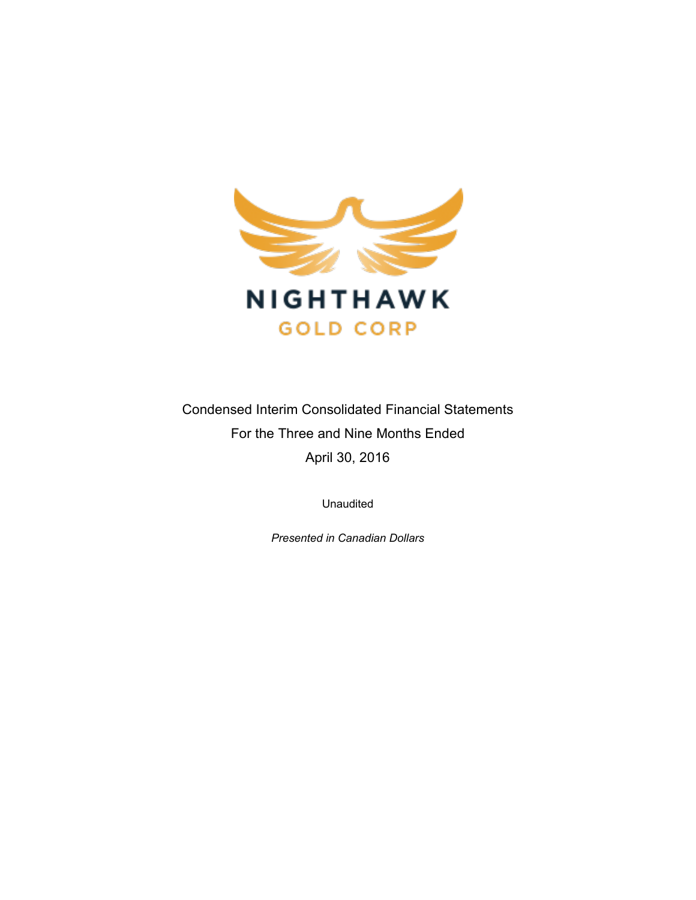# NIGHTHAWK

## GOLD CORP

Condensed Interim Consolidated Financial Statements

For the Three and Nine Months Ended

April 30, 2016

Unaudited

*Presented in Canadian Dollars*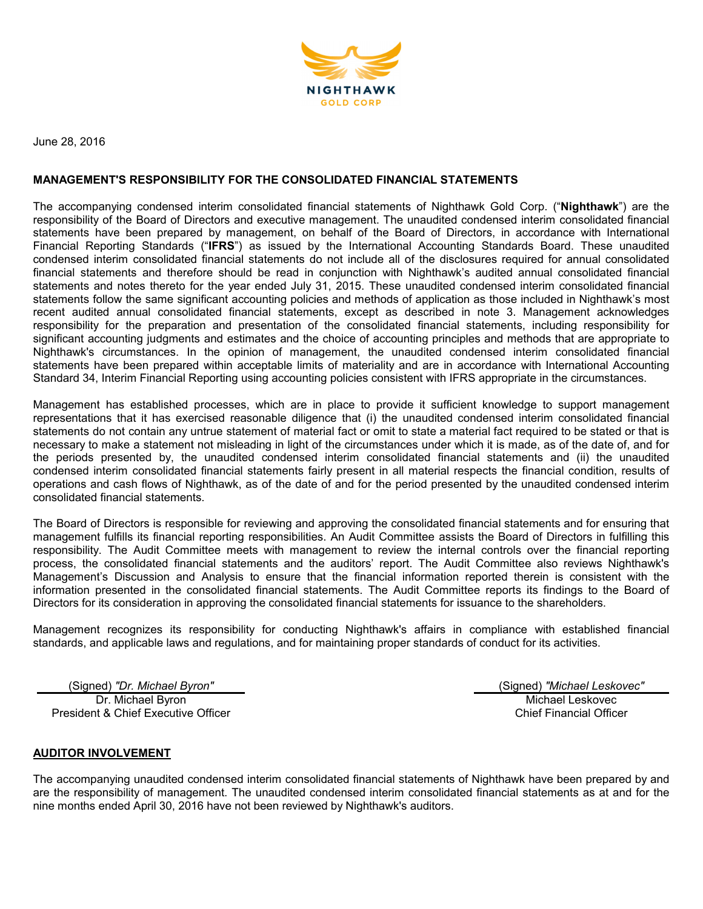NIGHTHAWK
GOLD CORP

June 28, 2016

**MANAGEMENT'S RESPONSIBILITY FOR THE CONSOLIDATED FINANCIAL STATEMENTS**

The accompanying condensed interim consolidated financial statements of Nighthawk Gold Corp. ("**Nighthawk**") are the responsibility of the Board of Directors and executive management. The unaudited condensed interim consolidated financial statements have been prepared by management, on behalf of the Board of Directors, in accordance with International Financial Reporting Standards ("**IFRS**") as issued by the International Accounting Standards Board. These unaudited condensed interim consolidated financial statements do not include all of the disclosures required for annual consolidated financial statements and therefore should be read in conjunction with Nighthawk's audited annual consolidated financial statements and notes thereto for the year ended July 31, 2015. These unaudited condensed interim consolidated financial statements follow the same significant accounting policies and methods of application as those included in Nighthawk's most recent audited annual consolidated financial statements, except as described in note 3. Management acknowledges responsibility for the preparation and presentation of the consolidated financial statements, including responsibility for significant accounting judgments and estimates and the choice of accounting principles and methods that are appropriate to Nighthawk's circumstances. In the opinion of management, the unaudited condensed interim consolidated financial statements have been prepared within acceptable limits of materiality and are in accordance with International Accounting Standard 34, Interim Financial Reporting using accounting policies consistent with IFRS appropriate in the circumstances.

Management has established processes, which are in place to provide it sufficient knowledge to support management representations that it has exercised reasonable diligence that (i) the unaudited condensed interim consolidated financial statements do not contain any untrue statement of material fact or omit to state a material fact required to be stated or that is necessary to make a statement not misleading in light of the circumstances under which it is made, as of the date of, and for the periods presented by, the unaudited condensed interim consolidated financial statements and (ii) the unaudited condensed interim consolidated financial statements fairly present in all material respects the financial condition, results of operations and cash flows of Nighthawk, as of the date of and for the period presented by the unaudited condensed interim consolidated financial statements.

The Board of Directors is responsible for reviewing and approving the consolidated financial statements and for ensuring that management fulfills its financial reporting responsibilities. An Audit Committee assists the Board of Directors in fulfilling this responsibility. The Audit Committee meets with management to review the internal controls over the financial reporting process, the consolidated financial statements and the auditors' report. The Audit Committee also reviews Nighthawk's Management's Discussion and Analysis to ensure that the financial information reported therein is consistent with the information presented in the consolidated financial statements. The Audit Committee reports its findings to the Board of Directors for its consideration in approving the consolidated financial statements for issuance to the shareholders.

Management recognizes its responsibility for conducting Nighthawk's affairs in compliance with established financial standards, and applicable laws and regulations, and for maintaining proper standards of conduct for its activities.

(Signed) *"Dr. Michael Byron"*
Dr. Michael Byron
President & Chief Executive Officer

(Signed) *"Michael Leskovec"*
Michael Leskovec
Chief Financial Officer

**AUDITOR INVOLVEMENT**

The accompanying unaudited condensed interim consolidated financial statements of Nighthawk have been prepared by and are the responsibility of management. The unaudited condensed interim consolidated financial statements as at and for the nine months ended April 30, 2016 have not been reviewed by Nighthawk's auditors.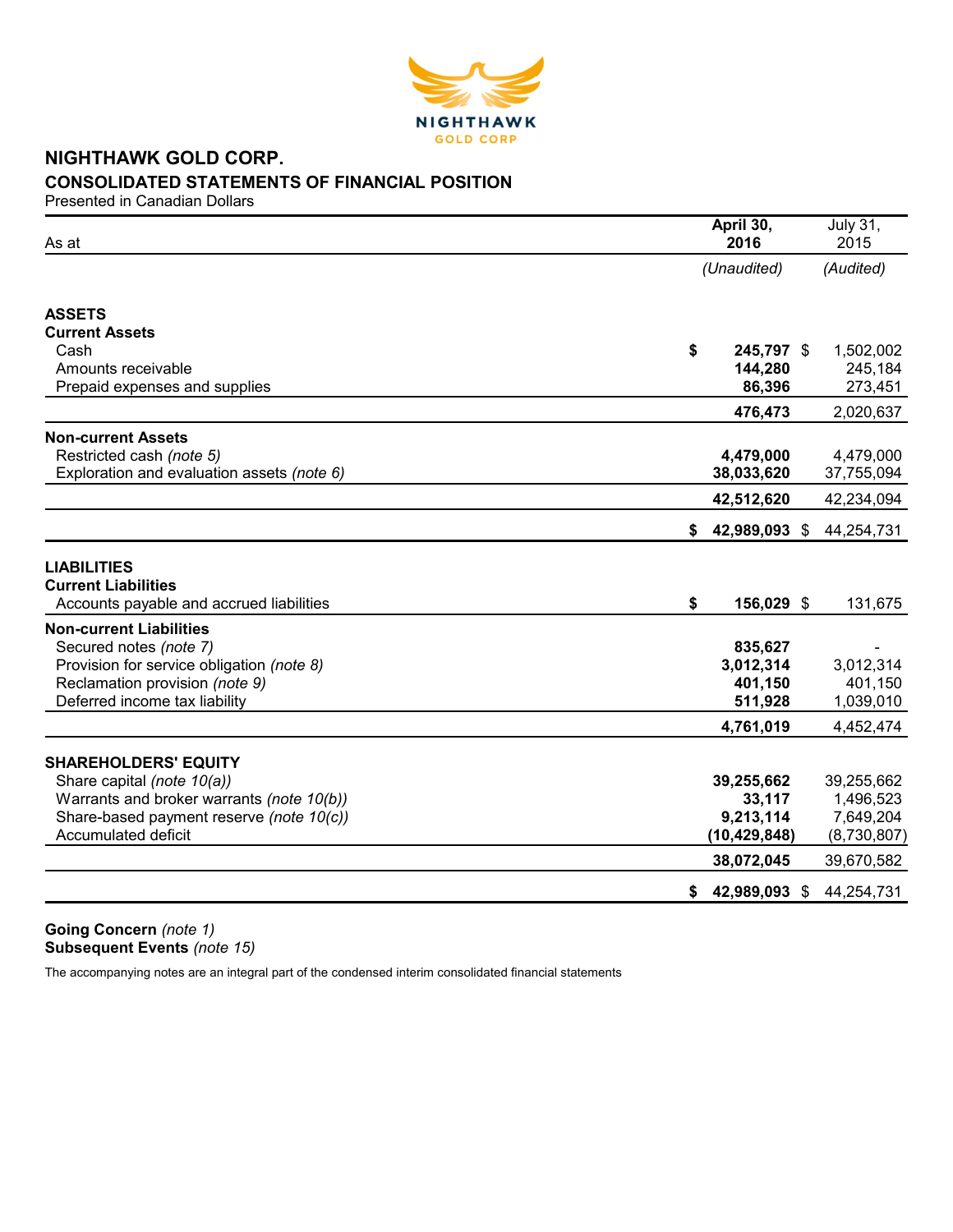# NIGHTHAWK GOLD CORP.

## CONSOLIDATED STATEMENTS OF FINANCIAL POSITION

Presented in Canadian Dollars

| As at | April 30, 2016 | July 31, 2015 |
|---|---|---|
| | *(Unaudited)* | *(Audited)* |
| **ASSETS** | | |
| **Current Assets** | | |
| Cash | **$ 245,797** | $ 1,502,002 |
| Amounts receivable | **144,280** | 245,184 |
| Prepaid expenses and supplies | **86,396** | 273,451 |
| | **476,473** | 2,020,637 |
| **Non-current Assets** | | |
| Restricted cash *(note 5)* | **4,479,000** | 4,479,000 |
| Exploration and evaluation assets *(note 6)* | **38,033,620** | 37,755,094 |
| | **42,512,620** | 42,234,094 |
| | **$ 42,989,093** | $ 44,254,731 |
| **LIABILITIES** | | |
| **Current Liabilities** | | |
| Accounts payable and accrued liabilities | **$ 156,029** | $ 131,675 |
| **Non-current Liabilities** | | |
| Secured notes *(note 7)* | **835,627** | - |
| Provision for service obligation *(note 8)* | **3,012,314** | 3,012,314 |
| Reclamation provision *(note 9)* | **401,150** | 401,150 |
| Deferred income tax liability | **511,928** | 1,039,010 |
| | **4,761,019** | 4,452,474 |
| **SHAREHOLDERS' EQUITY** | | |
| Share capital *(note 10(a))* | **39,255,662** | 39,255,662 |
| Warrants and broker warrants *(note 10(b))* | **33,117** | 1,496,523 |
| Share-based payment reserve *(note 10(c))* | **9,213,114** | 7,649,204 |
| Accumulated deficit | **(10,429,848)** | (8,730,807) |
| | **38,072,045** | 39,670,582 |
| | **$ 42,989,093** | $ 44,254,731 |

**Going Concern** *(note 1)*
**Subsequent Events** *(note 15)*

The accompanying notes are an integral part of the condensed interim consolidated financial statements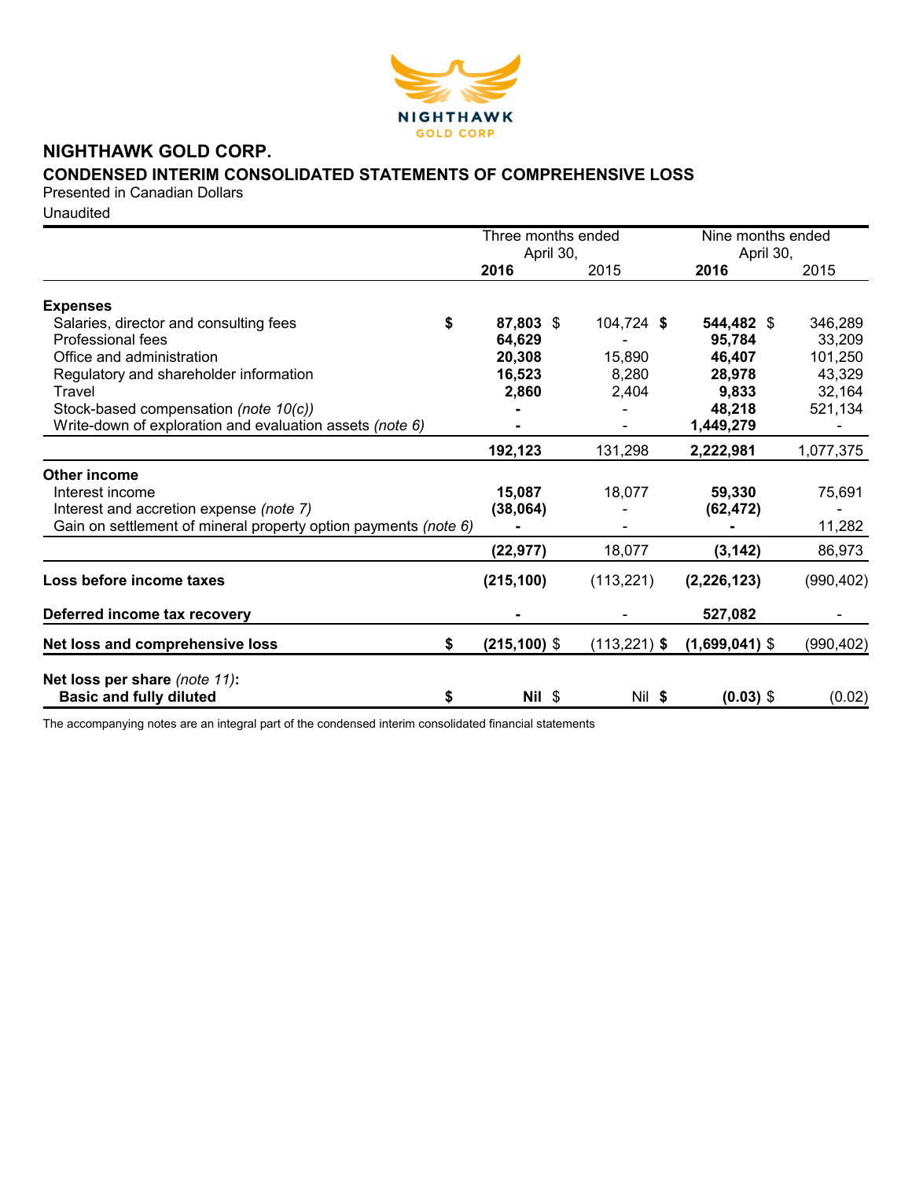# NIGHTHAWK GOLD CORP.

## CONDENSED INTERIM CONSOLIDATED STATEMENTS OF COMPREHENSIVE LOSS

Presented in Canadian Dollars

Unaudited

| | Three months ended April 30, | | Nine months ended April 30, | |
|---|---|---|---|---|
| | **2016** | 2015 | **2016** | 2015 |
| **Expenses** | | | | |
| Salaries, director and consulting fees | **$ 87,803** | $ 104,724 | **$ 544,482** | $ 346,289 |
| Professional fees | **64,629** | - | **95,784** | 33,209 |
| Office and administration | **20,308** | 15,890 | **46,407** | 101,250 |
| Regulatory and shareholder information | **16,523** | 8,280 | **28,978** | 43,329 |
| Travel | **2,860** | 2,404 | **9,833** | 32,164 |
| Stock-based compensation *(note 10(c))* | **-** | - | **48,218** | 521,134 |
| Write-down of exploration and evaluation assets *(note 6)* | **-** | - | **1,449,279** | - |
| | **192,123** | 131,298 | **2,222,981** | 1,077,375 |
| **Other income** | | | | |
| Interest income | **15,087** | 18,077 | **59,330** | 75,691 |
| Interest and accretion expense *(note 7)* | **(38,064)** | - | **(62,472)** | - |
| Gain on settlement of mineral property option payments *(note 6)* | **-** | - | **-** | 11,282 |
| | **(22,977)** | 18,077 | **(3,142)** | 86,973 |
| **Loss before income taxes** | **(215,100)** | (113,221) | **(2,226,123)** | (990,402) |
| **Deferred income tax recovery** | **-** | - | **527,082** | - |
| **Net loss and comprehensive loss** | **$ (215,100)** | $ (113,221) | **$ (1,699,041)** | $ (990,402) |
| **Net loss per share** *(note 11)*: **Basic and fully diluted** | **$ Nil** | $ Nil | **$ (0.03)** | $ (0.02) |

The accompanying notes are an integral part of the condensed interim consolidated financial statements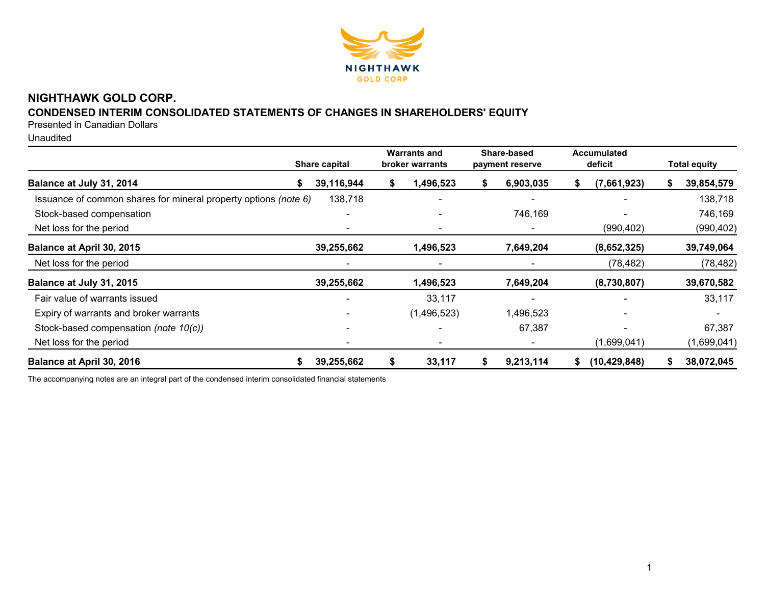## NIGHTHAWK GOLD CORP.

### CONDENSED INTERIM CONSOLIDATED STATEMENTS OF CHANGES IN SHAREHOLDERS' EQUITY

Presented in Canadian Dollars

Unaudited

| | Share capital | Warrants and broker warrants | Share-based payment reserve | Accumulated deficit | Total equity |
|---|---|---|---|---|---|
| **Balance at July 31, 2014** | **$ 39,116,944** | **$ 1,496,523** | **$ 6,903,035** | **$ (7,661,923)** | **$ 39,854,579** |
| Issuance of common shares for mineral property options *(note 6)* | 138,718 | - | - | - | 138,718 |
| Stock-based compensation | - | - | 746,169 | - | 746,169 |
| Net loss for the period | - | - | - | (990,402) | (990,402) |
| **Balance at April 30, 2015** | **39,255,662** | **1,496,523** | **7,649,204** | **(8,652,325)** | **39,749,064** |
| Net loss for the period | - | - | - | (78,482) | (78,482) |
| **Balance at July 31, 2015** | **39,255,662** | **1,496,523** | **7,649,204** | **(8,730,807)** | **39,670,582** |
| Fair value of warrants issued | - | 33,117 | - | - | 33,117 |
| Expiry of warrants and broker warrants | - | (1,496,523) | 1,496,523 | - | - |
| Stock-based compensation *(note 10(c))* | - | - | 67,387 | - | 67,387 |
| Net loss for the period | - | - | - | (1,699,041) | (1,699,041) |
| **Balance at April 30, 2016** | **$ 39,255,662** | **$ 33,117** | **$ 9,213,114** | **$ (10,429,848)** | **$ 38,072,045** |

The accompanying notes are an integral part of the condensed interim consolidated financial statements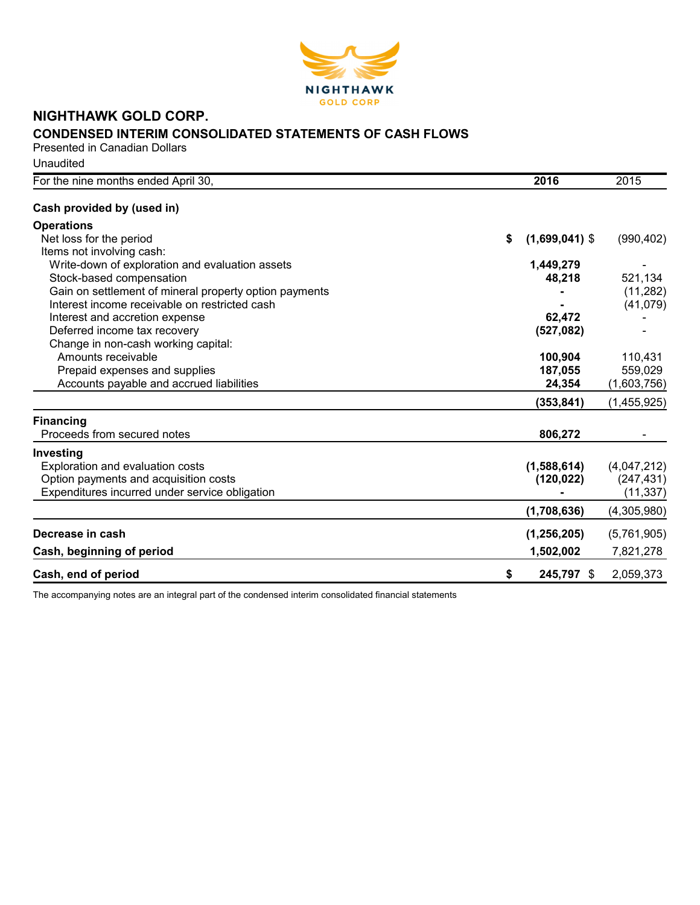# NIGHTHAWK GOLD CORP.

## CONDENSED INTERIM CONSOLIDATED STATEMENTS OF CASH FLOWS

Presented in Canadian Dollars

Unaudited

| For the nine months ended April 30, | 2016 | 2015 |
|---|---|---|
| **Cash provided by (used in)** | | |
| **Operations** | | |
| Net loss for the period | **$ (1,699,041)** | $ (990,402) |
| Items not involving cash: | | |
| Write-down of exploration and evaluation assets | **1,449,279** | - |
| Stock-based compensation | **48,218** | 521,134 |
| Gain on settlement of mineral property option payments | **-** | (11,282) |
| Interest income receivable on restricted cash | **-** | (41,079) |
| Interest and accretion expense | **62,472** | - |
| Deferred income tax recovery | **(527,082)** | - |
| Change in non-cash working capital: | | |
| Amounts receivable | **100,904** | 110,431 |
| Prepaid expenses and supplies | **187,055** | 559,029 |
| Accounts payable and accrued liabilities | **24,354** | (1,603,756) |
| | **(353,841)** | (1,455,925) |
| **Financing** | | |
| Proceeds from secured notes | **806,272** | - |
| **Investing** | | |
| Exploration and evaluation costs | **(1,588,614)** | (4,047,212) |
| Option payments and acquisition costs | **(120,022)** | (247,431) |
| Expenditures incurred under service obligation | **-** | (11,337) |
| | **(1,708,636)** | (4,305,980) |
| **Decrease in cash** | **(1,256,205)** | (5,761,905) |
| **Cash, beginning of period** | **1,502,002** | 7,821,278 |
| **Cash, end of period** | **$ 245,797** | $ 2,059,373 |

The accompanying notes are an integral part of the condensed interim consolidated financial statements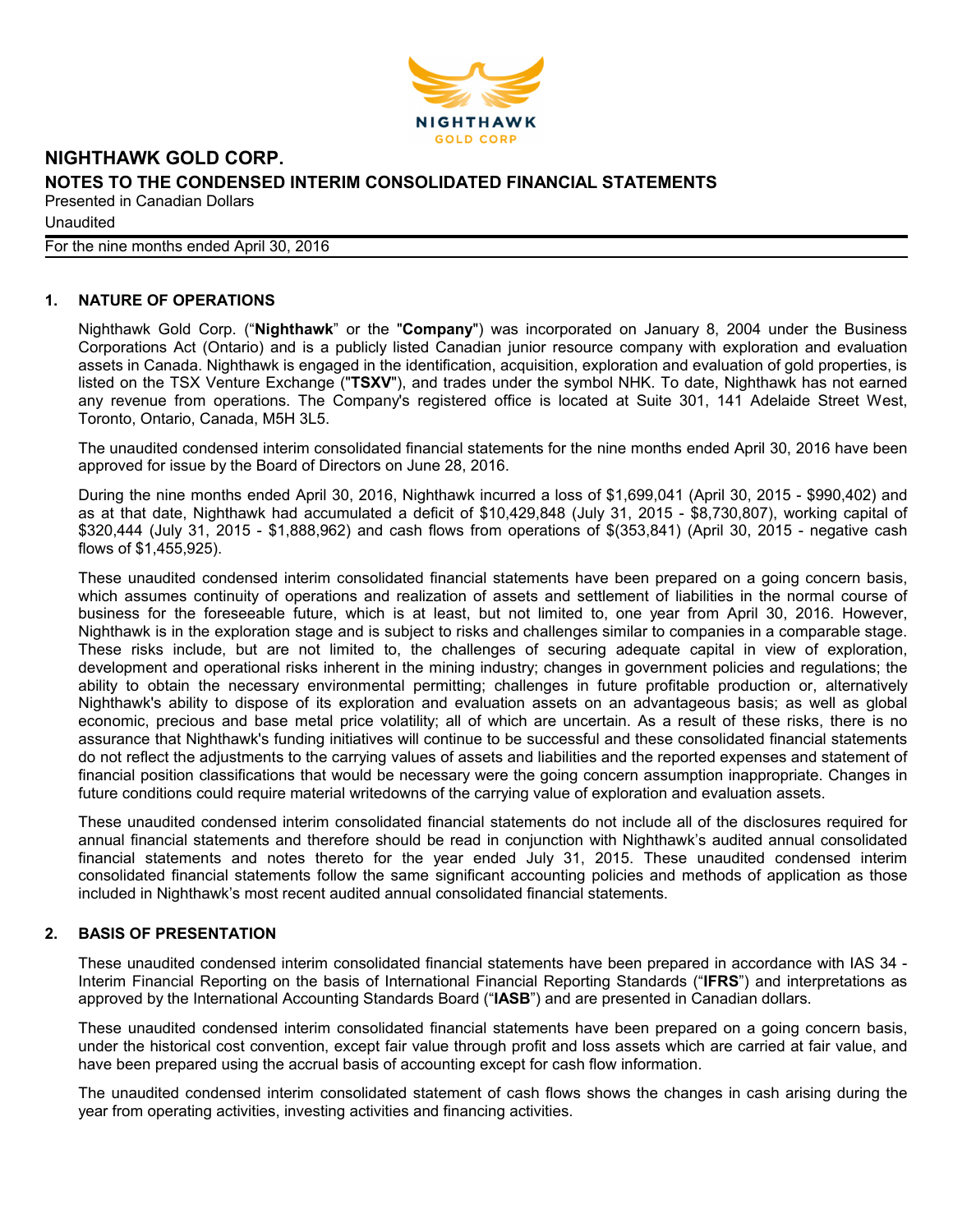# NIGHTHAWK GOLD CORP.

## NOTES TO THE CONDENSED INTERIM CONSOLIDATED FINANCIAL STATEMENTS

Presented in Canadian Dollars

Unaudited

For the nine months ended April 30, 2016

### 1. NATURE OF OPERATIONS

Nighthawk Gold Corp. ("**Nighthawk**" or the "**Company**") was incorporated on January 8, 2004 under the Business Corporations Act (Ontario) and is a publicly listed Canadian junior resource company with exploration and evaluation assets in Canada. Nighthawk is engaged in the identification, acquisition, exploration and evaluation of gold properties, is listed on the TSX Venture Exchange ("**TSXV**"), and trades under the symbol NHK. To date, Nighthawk has not earned any revenue from operations. The Company's registered office is located at Suite 301, 141 Adelaide Street West, Toronto, Ontario, Canada, M5H 3L5.

The unaudited condensed interim consolidated financial statements for the nine months ended April 30, 2016 have been approved for issue by the Board of Directors on June 28, 2016.

During the nine months ended April 30, 2016, Nighthawk incurred a loss of $1,699,041 (April 30, 2015 - $990,402) and as at that date, Nighthawk had accumulated a deficit of $10,429,848 (July 31, 2015 - $8,730,807), working capital of $320,444 (July 31, 2015 - $1,888,962) and cash flows from operations of $(353,841) (April 30, 2015 - negative cash flows of $1,455,925).

These unaudited condensed interim consolidated financial statements have been prepared on a going concern basis, which assumes continuity of operations and realization of assets and settlement of liabilities in the normal course of business for the foreseeable future, which is at least, but not limited to, one year from April 30, 2016. However, Nighthawk is in the exploration stage and is subject to risks and challenges similar to companies in a comparable stage. These risks include, but are not limited to, the challenges of securing adequate capital in view of exploration, development and operational risks inherent in the mining industry; changes in government policies and regulations; the ability to obtain the necessary environmental permitting; challenges in future profitable production or, alternatively Nighthawk's ability to dispose of its exploration and evaluation assets on an advantageous basis; as well as global economic, precious and base metal price volatility; all of which are uncertain. As a result of these risks, there is no assurance that Nighthawk's funding initiatives will continue to be successful and these consolidated financial statements do not reflect the adjustments to the carrying values of assets and liabilities and the reported expenses and statement of financial position classifications that would be necessary were the going concern assumption inappropriate. Changes in future conditions could require material writedowns of the carrying value of exploration and evaluation assets.

These unaudited condensed interim consolidated financial statements do not include all of the disclosures required for annual financial statements and therefore should be read in conjunction with Nighthawk's audited annual consolidated financial statements and notes thereto for the year ended July 31, 2015. These unaudited condensed interim consolidated financial statements follow the same significant accounting policies and methods of application as those included in Nighthawk's most recent audited annual consolidated financial statements.

### 2. BASIS OF PRESENTATION

These unaudited condensed interim consolidated financial statements have been prepared in accordance with IAS 34 - Interim Financial Reporting on the basis of International Financial Reporting Standards ("**IFRS**") and interpretations as approved by the International Accounting Standards Board ("**IASB**") and are presented in Canadian dollars.

These unaudited condensed interim consolidated financial statements have been prepared on a going concern basis, under the historical cost convention, except fair value through profit and loss assets which are carried at fair value, and have been prepared using the accrual basis of accounting except for cash flow information.

The unaudited condensed interim consolidated statement of cash flows shows the changes in cash arising during the year from operating activities, investing activities and financing activities.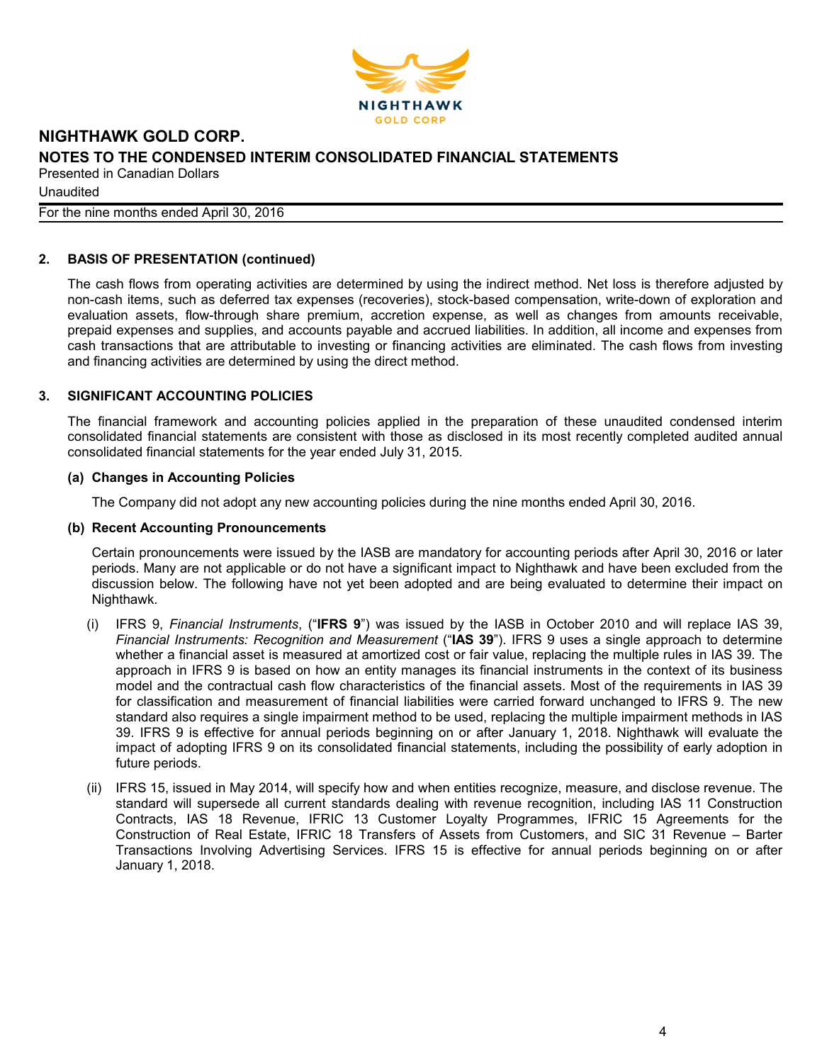## 2. BASIS OF PRESENTATION (continued)

The cash flows from operating activities are determined by using the indirect method. Net loss is therefore adjusted by non-cash items, such as deferred tax expenses (recoveries), stock-based compensation, write-down of exploration and evaluation assets, flow-through share premium, accretion expense, as well as changes from amounts receivable, prepaid expenses and supplies, and accounts payable and accrued liabilities. In addition, all income and expenses from cash transactions that are attributable to investing or financing activities are eliminated. The cash flows from investing and financing activities are determined by using the direct method.

## 3. SIGNIFICANT ACCOUNTING POLICIES

The financial framework and accounting policies applied in the preparation of these unaudited condensed interim consolidated financial statements are consistent with those as disclosed in its most recently completed audited annual consolidated financial statements for the year ended July 31, 2015.

### (a) Changes in Accounting Policies

The Company did not adopt any new accounting policies during the nine months ended April 30, 2016.

### (b) Recent Accounting Pronouncements

Certain pronouncements were issued by the IASB are mandatory for accounting periods after April 30, 2016 or later periods. Many are not applicable or do not have a significant impact to Nighthawk and have been excluded from the discussion below. The following have not yet been adopted and are being evaluated to determine their impact on Nighthawk.

(i) IFRS 9, *Financial Instruments*, ("**IFRS 9**") was issued by the IASB in October 2010 and will replace IAS 39, *Financial Instruments: Recognition and Measurement* ("**IAS 39**"). IFRS 9 uses a single approach to determine whether a financial asset is measured at amortized cost or fair value, replacing the multiple rules in IAS 39. The approach in IFRS 9 is based on how an entity manages its financial instruments in the context of its business model and the contractual cash flow characteristics of the financial assets. Most of the requirements in IAS 39 for classification and measurement of financial liabilities were carried forward unchanged to IFRS 9. The new standard also requires a single impairment method to be used, replacing the multiple impairment methods in IAS 39. IFRS 9 is effective for annual periods beginning on or after January 1, 2018. Nighthawk will evaluate the impact of adopting IFRS 9 on its consolidated financial statements, including the possibility of early adoption in future periods.

(ii) IFRS 15, issued in May 2014, will specify how and when entities recognize, measure, and disclose revenue. The standard will supersede all current standards dealing with revenue recognition, including IAS 11 Construction Contracts, IAS 18 Revenue, IFRIC 13 Customer Loyalty Programmes, IFRIC 15 Agreements for the Construction of Real Estate, IFRIC 18 Transfers of Assets from Customers, and SIC 31 Revenue – Barter Transactions Involving Advertising Services. IFRS 15 is effective for annual periods beginning on or after January 1, 2018.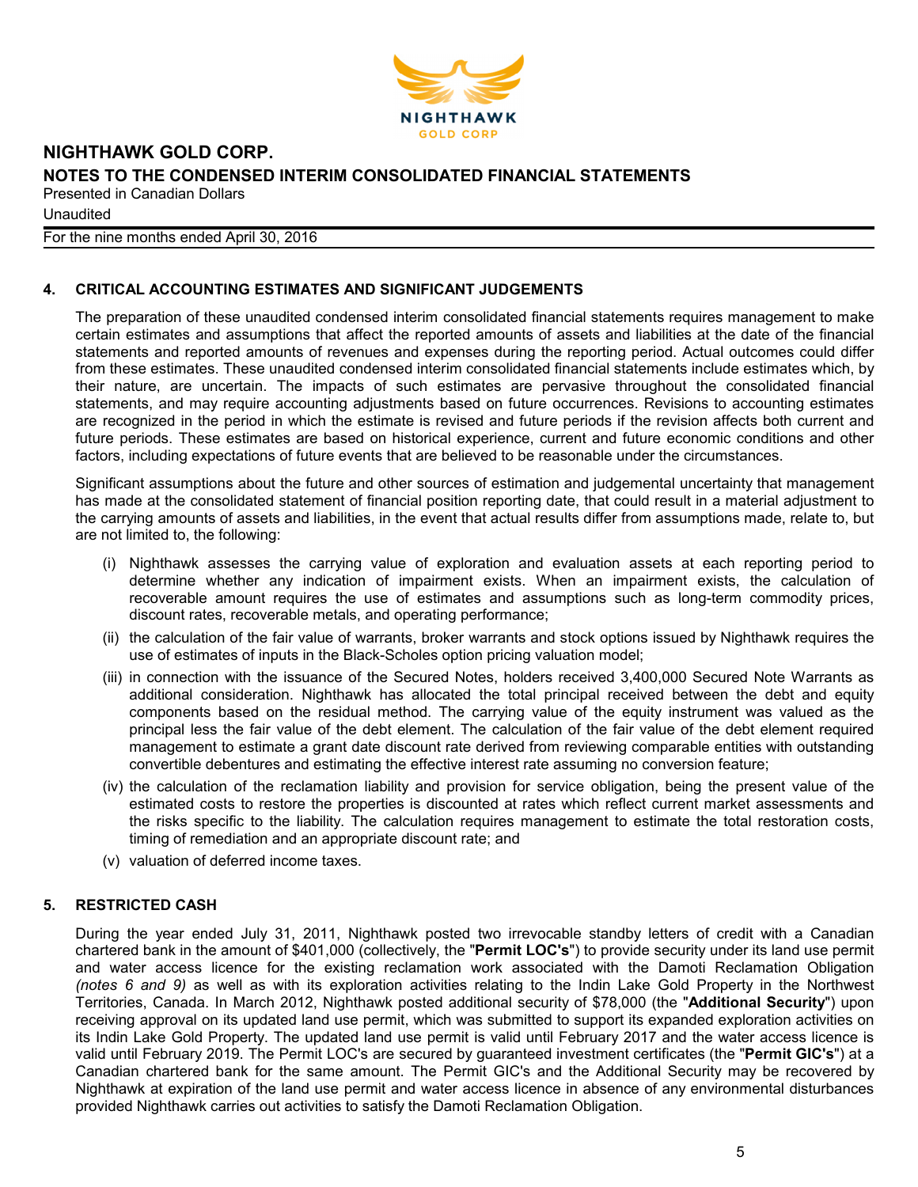## 4. CRITICAL ACCOUNTING ESTIMATES AND SIGNIFICANT JUDGEMENTS

The preparation of these unaudited condensed interim consolidated financial statements requires management to make certain estimates and assumptions that affect the reported amounts of assets and liabilities at the date of the financial statements and reported amounts of revenues and expenses during the reporting period. Actual outcomes could differ from these estimates. These unaudited condensed interim consolidated financial statements include estimates which, by their nature, are uncertain. The impacts of such estimates are pervasive throughout the consolidated financial statements, and may require accounting adjustments based on future occurrences. Revisions to accounting estimates are recognized in the period in which the estimate is revised and future periods if the revision affects both current and future periods. These estimates are based on historical experience, current and future economic conditions and other factors, including expectations of future events that are believed to be reasonable under the circumstances.

Significant assumptions about the future and other sources of estimation and judgemental uncertainty that management has made at the consolidated statement of financial position reporting date, that could result in a material adjustment to the carrying amounts of assets and liabilities, in the event that actual results differ from assumptions made, relate to, but are not limited to, the following:

(i) Nighthawk assesses the carrying value of exploration and evaluation assets at each reporting period to determine whether any indication of impairment exists. When an impairment exists, the calculation of recoverable amount requires the use of estimates and assumptions such as long-term commodity prices, discount rates, recoverable metals, and operating performance;

(ii) the calculation of the fair value of warrants, broker warrants and stock options issued by Nighthawk requires the use of estimates of inputs in the Black-Scholes option pricing valuation model;

(iii) in connection with the issuance of the Secured Notes, holders received 3,400,000 Secured Note Warrants as additional consideration. Nighthawk has allocated the total principal received between the debt and equity components based on the residual method. The carrying value of the equity instrument was valued as the principal less the fair value of the debt element. The calculation of the fair value of the debt element required management to estimate a grant date discount rate derived from reviewing comparable entities with outstanding convertible debentures and estimating the effective interest rate assuming no conversion feature;

(iv) the calculation of the reclamation liability and provision for service obligation, being the present value of the estimated costs to restore the properties is discounted at rates which reflect current market assessments and the risks specific to the liability. The calculation requires management to estimate the total restoration costs, timing of remediation and an appropriate discount rate; and

(v) valuation of deferred income taxes.

## 5. RESTRICTED CASH

During the year ended July 31, 2011, Nighthawk posted two irrevocable standby letters of credit with a Canadian chartered bank in the amount of $401,000 (collectively, the "**Permit LOC's**") to provide security under its land use permit and water access licence for the existing reclamation work associated with the Damoti Reclamation Obligation *(notes 6 and 9)* as well as with its exploration activities relating to the Indin Lake Gold Property in the Northwest Territories, Canada. In March 2012, Nighthawk posted additional security of $78,000 (the "**Additional Security**") upon receiving approval on its updated land use permit, which was submitted to support its expanded exploration activities on its Indin Lake Gold Property. The updated land use permit is valid until February 2017 and the water access licence is valid until February 2019. The Permit LOC's are secured by guaranteed investment certificates (the "**Permit GIC's**") at a Canadian chartered bank for the same amount. The Permit GIC's and the Additional Security may be recovered by Nighthawk at expiration of the land use permit and water access licence in absence of any environmental disturbances provided Nighthawk carries out activities to satisfy the Damoti Reclamation Obligation.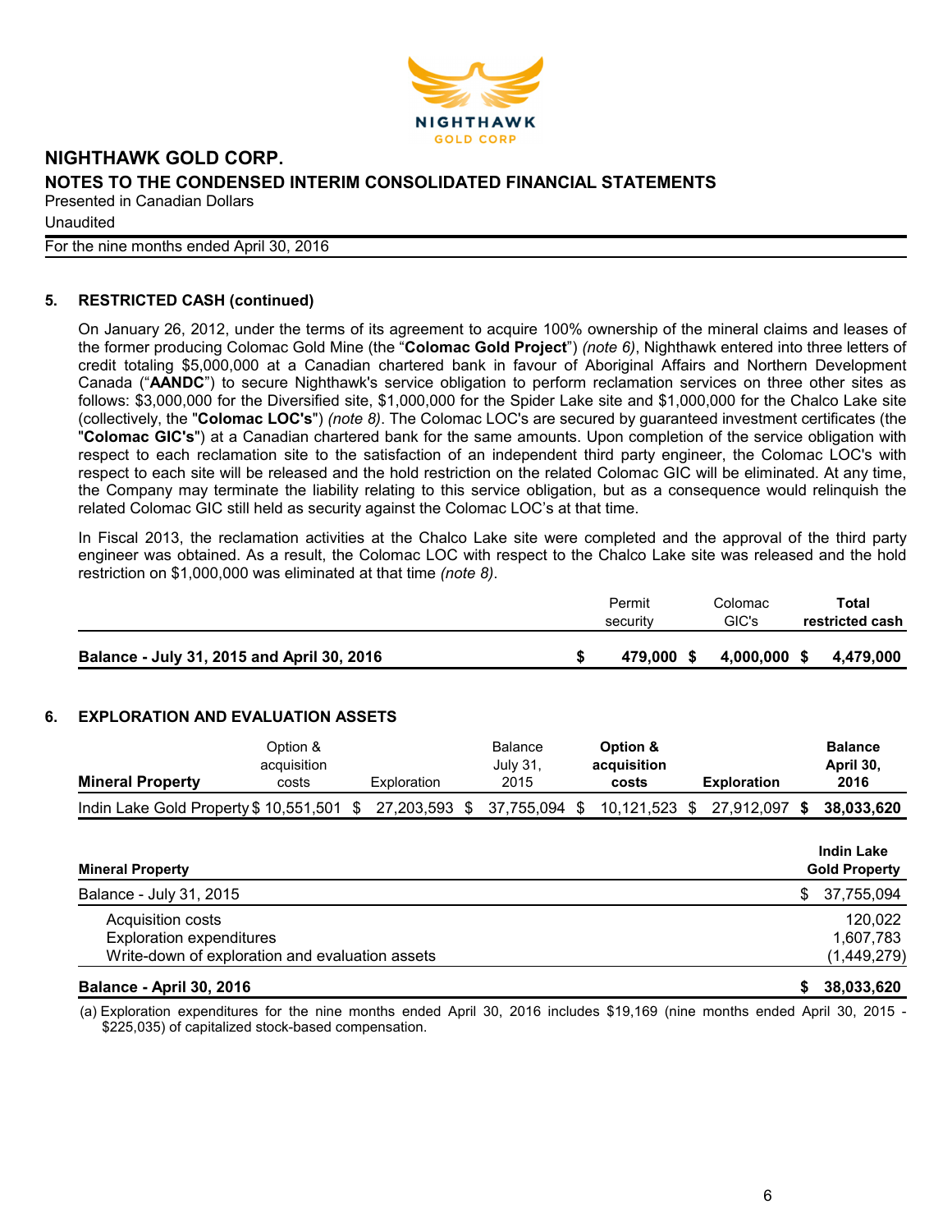## 5. RESTRICTED CASH (continued)

On January 26, 2012, under the terms of its agreement to acquire 100% ownership of the mineral claims and leases of the former producing Colomac Gold Mine (the "**Colomac Gold Project**") *(note 6)*, Nighthawk entered into three letters of credit totaling $5,000,000 at a Canadian chartered bank in favour of Aboriginal Affairs and Northern Development Canada ("**AANDC**") to secure Nighthawk's service obligation to perform reclamation services on three other sites as follows: $3,000,000 for the Diversified site, $1,000,000 for the Spider Lake site and $1,000,000 for the Chalco Lake site (collectively, the "**Colomac LOC's**") *(note 8)*. The Colomac LOC's are secured by guaranteed investment certificates (the "**Colomac GIC's**") at a Canadian chartered bank for the same amounts. Upon completion of the service obligation with respect to each reclamation site to the satisfaction of an independent third party engineer, the Colomac LOC's with respect to each site will be released and the hold restriction on the related Colomac GIC will be eliminated. At any time, the Company may terminate the liability relating to this service obligation, but as a consequence would relinquish the related Colomac GIC still held as security against the Colomac LOC's at that time.

In Fiscal 2013, the reclamation activities at the Chalco Lake site were completed and the approval of the third party engineer was obtained. As a result, the Colomac LOC with respect to the Chalco Lake site was released and the hold restriction on $1,000,000 was eliminated at that time *(note 8)*.

| | Permit security | Colomac GIC's | **Total restricted cash** |
|---|---|---|---|
| **Balance - July 31, 2015 and April 30, 2016** | **$ 479,000** | **$ 4,000,000** | **$ 4,479,000** |

## 6. EXPLORATION AND EVALUATION ASSETS

| **Mineral Property** | Option & acquisition costs | Exploration | Balance July 31, 2015 | **Option & acquisition costs** | **Exploration** | **Balance April 30, 2016** |
|---|---|---|---|---|---|---|
| Indin Lake Gold Property | $ 10,551,501 | $ 27,203,593 | $ 37,755,094 | $ 10,121,523 | $ 27,912,097 | **$ 38,033,620** |

| **Mineral Property** | **Indin Lake Gold Property** |
|---|---|
| Balance - July 31, 2015 | $ 37,755,094 |
| Acquisition costs | 120,022 |
| Exploration expenditures | 1,607,783 |
| Write-down of exploration and evaluation assets | (1,449,279) |
| **Balance - April 30, 2016** | **$ 38,033,620** |

(a) Exploration expenditures for the nine months ended April 30, 2016 includes $19,169 (nine months ended April 30, 2015 - $225,035) of capitalized stock-based compensation.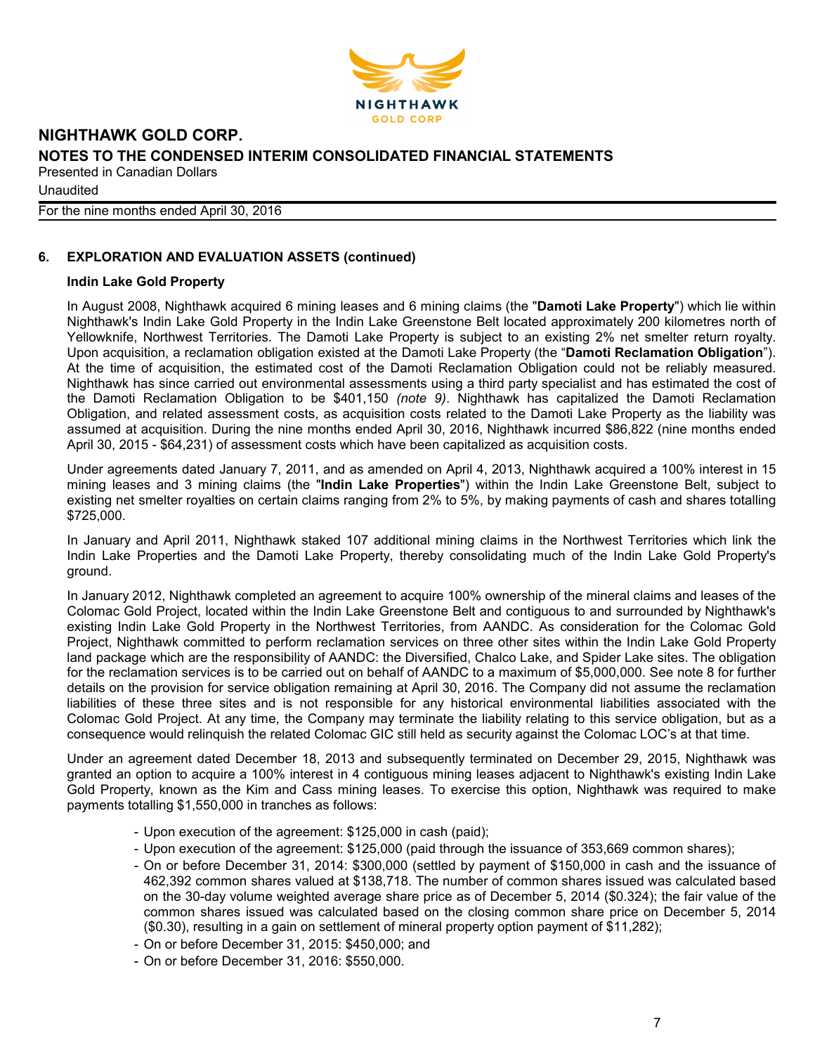## 6. EXPLORATION AND EVALUATION ASSETS (continued)

### Indin Lake Gold Property

In August 2008, Nighthawk acquired 6 mining leases and 6 mining claims (the "**Damoti Lake Property**") which lie within Nighthawk's Indin Lake Gold Property in the Indin Lake Greenstone Belt located approximately 200 kilometres north of Yellowknife, Northwest Territories. The Damoti Lake Property is subject to an existing 2% net smelter return royalty. Upon acquisition, a reclamation obligation existed at the Damoti Lake Property (the "**Damoti Reclamation Obligation**"). At the time of acquisition, the estimated cost of the Damoti Reclamation Obligation could not be reliably measured. Nighthawk has since carried out environmental assessments using a third party specialist and has estimated the cost of the Damoti Reclamation Obligation to be $401,150 *(note 9)*. Nighthawk has capitalized the Damoti Reclamation Obligation, and related assessment costs, as acquisition costs related to the Damoti Lake Property as the liability was assumed at acquisition. During the nine months ended April 30, 2016, Nighthawk incurred $86,822 (nine months ended April 30, 2015 - $64,231) of assessment costs which have been capitalized as acquisition costs.

Under agreements dated January 7, 2011, and as amended on April 4, 2013, Nighthawk acquired a 100% interest in 15 mining leases and 3 mining claims (the "**Indin Lake Properties**") within the Indin Lake Greenstone Belt, subject to existing net smelter royalties on certain claims ranging from 2% to 5%, by making payments of cash and shares totalling $725,000.

In January and April 2011, Nighthawk staked 107 additional mining claims in the Northwest Territories which link the Indin Lake Properties and the Damoti Lake Property, thereby consolidating much of the Indin Lake Gold Property's ground.

In January 2012, Nighthawk completed an agreement to acquire 100% ownership of the mineral claims and leases of the Colomac Gold Project, located within the Indin Lake Greenstone Belt and contiguous to and surrounded by Nighthawk's existing Indin Lake Gold Property in the Northwest Territories, from AANDC. As consideration for the Colomac Gold Project, Nighthawk committed to perform reclamation services on three other sites within the Indin Lake Gold Property land package which are the responsibility of AANDC: the Diversified, Chalco Lake, and Spider Lake sites. The obligation for the reclamation services is to be carried out on behalf of AANDC to a maximum of $5,000,000. See note 8 for further details on the provision for service obligation remaining at April 30, 2016. The Company did not assume the reclamation liabilities of these three sites and is not responsible for any historical environmental liabilities associated with the Colomac Gold Project. At any time, the Company may terminate the liability relating to this service obligation, but as a consequence would relinquish the related Colomac GIC still held as security against the Colomac LOC's at that time.

Under an agreement dated December 18, 2013 and subsequently terminated on December 29, 2015, Nighthawk was granted an option to acquire a 100% interest in 4 contiguous mining leases adjacent to Nighthawk's existing Indin Lake Gold Property, known as the Kim and Cass mining leases. To exercise this option, Nighthawk was required to make payments totalling $1,550,000 in tranches as follows:

- Upon execution of the agreement: $125,000 in cash (paid);
- Upon execution of the agreement: $125,000 (paid through the issuance of 353,669 common shares);
- On or before December 31, 2014: $300,000 (settled by payment of $150,000 in cash and the issuance of 462,392 common shares valued at $138,718. The number of common shares issued was calculated based on the 30-day volume weighted average share price as of December 5, 2014 ($0.324); the fair value of the common shares issued was calculated based on the closing common share price on December 5, 2014 ($0.30), resulting in a gain on settlement of mineral property option payment of $11,282);
- On or before December 31, 2015: $450,000; and
- On or before December 31, 2016: $550,000.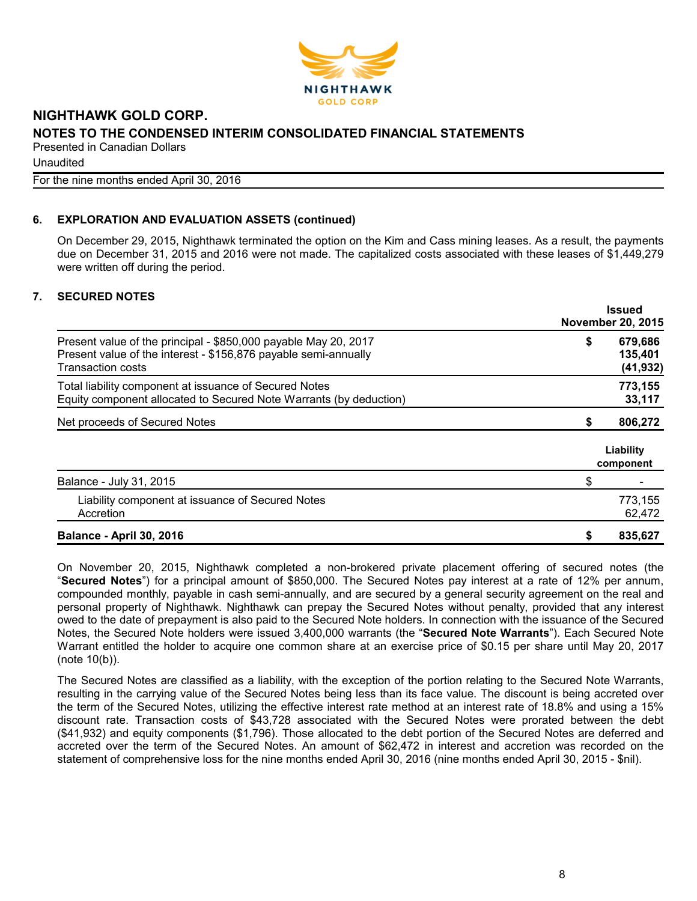# NIGHTHAWK GOLD CORP.

## NOTES TO THE CONDENSED INTERIM CONSOLIDATED FINANCIAL STATEMENTS

Presented in Canadian Dollars

Unaudited

For the nine months ended April 30, 2016

### 6. EXPLORATION AND EVALUATION ASSETS (continued)

On December 29, 2015, Nighthawk terminated the option on the Kim and Cass mining leases. As a result, the payments due on December 31, 2015 and 2016 were not made. The capitalized costs associated with these leases of $1,449,279 were written off during the period.

### 7. SECURED NOTES

| | | Issued November 20, 2015 |
|---|---|---|
| Present value of the principal - $850,000 payable May 20, 2017 | $ | **679,686** |
| Present value of the interest - $156,876 payable semi-annually | | **135,401** |
| Transaction costs | | **(41,932)** |
| Total liability component at issuance of Secured Notes | | **773,155** |
| Equity component allocated to Secured Note Warrants (by deduction) | | **33,117** |
| Net proceeds of Secured Notes | $ | **806,272** |

| | | Liability component |
|---|---|---|
| Balance - July 31, 2015 | $ | - |
| Liability component at issuance of Secured Notes | | 773,155 |
| Accretion | | 62,472 |
| **Balance - April 30, 2016** | **$** | **835,627** |

On November 20, 2015, Nighthawk completed a non-brokered private placement offering of secured notes (the "**Secured Notes**") for a principal amount of $850,000. The Secured Notes pay interest at a rate of 12% per annum, compounded monthly, payable in cash semi-annually, and are secured by a general security agreement on the real and personal property of Nighthawk. Nighthawk can prepay the Secured Notes without penalty, provided that any interest owed to the date of prepayment is also paid to the Secured Note holders. In connection with the issuance of the Secured Notes, the Secured Note holders were issued 3,400,000 warrants (the "**Secured Note Warrants**"). Each Secured Note Warrant entitled the holder to acquire one common share at an exercise price of $0.15 per share until May 20, 2017 (note 10(b)).

The Secured Notes are classified as a liability, with the exception of the portion relating to the Secured Note Warrants, resulting in the carrying value of the Secured Notes being less than its face value. The discount is being accreted over the term of the Secured Notes, utilizing the effective interest rate method at an interest rate of 18.8% and using a 15% discount rate. Transaction costs of $43,728 associated with the Secured Notes were prorated between the debt ($41,932) and equity components ($1,796). Those allocated to the debt portion of the Secured Notes are deferred and accreted over the term of the Secured Notes. An amount of $62,472 in interest and accretion was recorded on the statement of comprehensive loss for the nine months ended April 30, 2016 (nine months ended April 30, 2015 - $nil).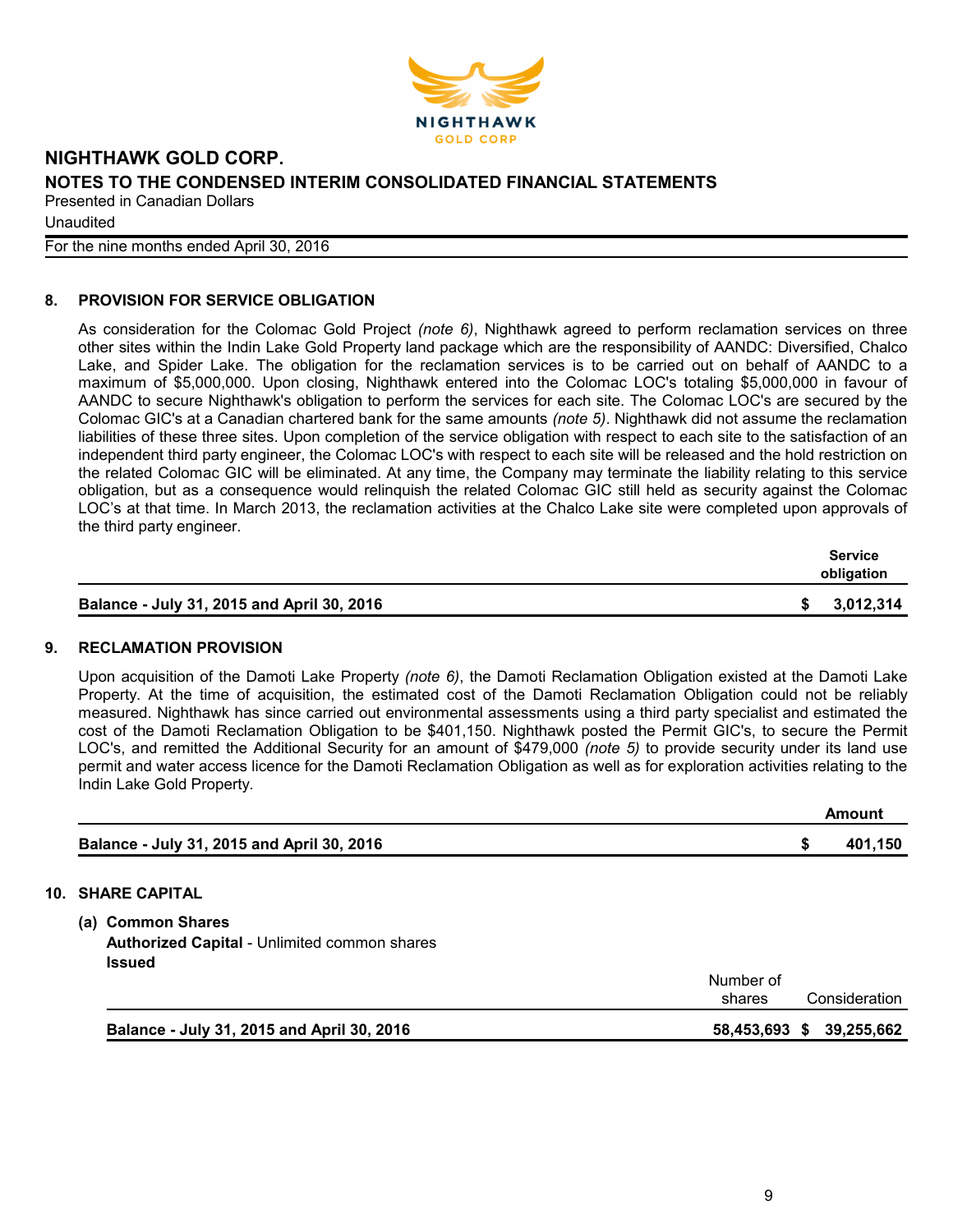## 8. PROVISION FOR SERVICE OBLIGATION

As consideration for the Colomac Gold Project *(note 6)*, Nighthawk agreed to perform reclamation services on three other sites within the Indin Lake Gold Property land package which are the responsibility of AANDC: Diversified, Chalco Lake, and Spider Lake. The obligation for the reclamation services is to be carried out on behalf of AANDC to a maximum of $5,000,000. Upon closing, Nighthawk entered into the Colomac LOC's totaling $5,000,000 in favour of AANDC to secure Nighthawk's obligation to perform the services for each site. The Colomac LOC's are secured by the Colomac GIC's at a Canadian chartered bank for the same amounts *(note 5)*. Nighthawk did not assume the reclamation liabilities of these three sites. Upon completion of the service obligation with respect to each site to the satisfaction of an independent third party engineer, the Colomac LOC's with respect to each site will be released and the hold restriction on the related Colomac GIC will be eliminated. At any time, the Company may terminate the liability relating to this service obligation, but as a consequence would relinquish the related Colomac GIC still held as security against the Colomac LOC's at that time. In March 2013, the reclamation activities at the Chalco Lake site were completed upon approvals of the third party engineer.

| | Service obligation |
|---|---|
| **Balance - July 31, 2015 and April 30, 2016** | **$ 3,012,314** |

## 9. RECLAMATION PROVISION

Upon acquisition of the Damoti Lake Property *(note 6)*, the Damoti Reclamation Obligation existed at the Damoti Lake Property. At the time of acquisition, the estimated cost of the Damoti Reclamation Obligation could not be reliably measured. Nighthawk has since carried out environmental assessments using a third party specialist and estimated the cost of the Damoti Reclamation Obligation to be $401,150. Nighthawk posted the Permit GIC's, to secure the Permit LOC's, and remitted the Additional Security for an amount of $479,000 *(note 5)* to provide security under its land use permit and water access licence for the Damoti Reclamation Obligation as well as for exploration activities relating to the Indin Lake Gold Property.

| | Amount |
|---|---|
| **Balance - July 31, 2015 and April 30, 2016** | **$ 401,150** |

## 10. SHARE CAPITAL

### (a) Common Shares

**Authorized Capital** - Unlimited common shares

**Issued**

| | Number of shares | Consideration |
|---|---|---|
| **Balance - July 31, 2015 and April 30, 2016** | **58,453,693** | **$ 39,255,662** |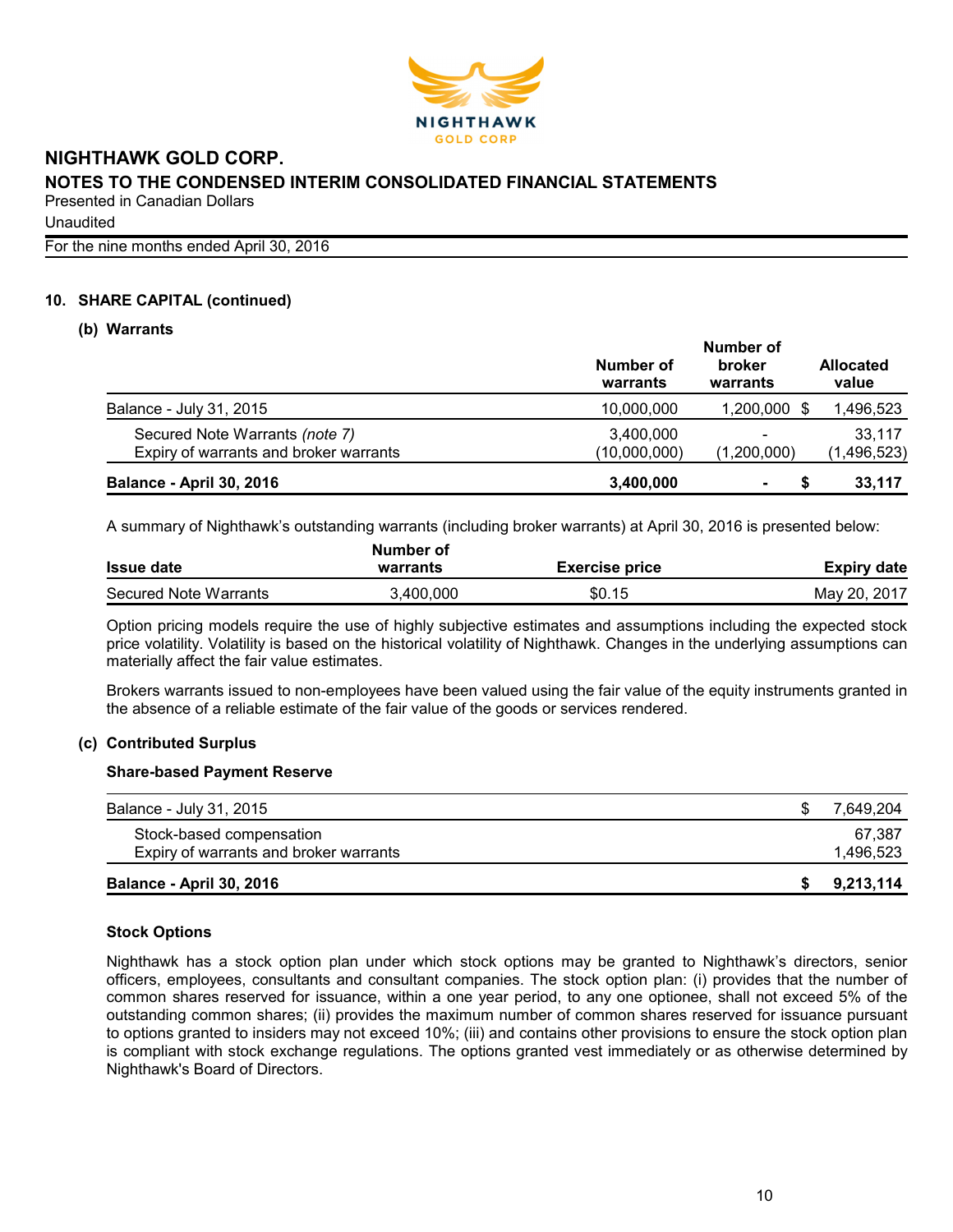# NIGHTHAWK GOLD CORP.

## NOTES TO THE CONDENSED INTERIM CONSOLIDATED FINANCIAL STATEMENTS

Presented in Canadian Dollars

Unaudited

For the nine months ended April 30, 2016

### 10. SHARE CAPITAL (continued)

#### (b) Warrants

| | Number of warrants | Number of broker warrants | Allocated value |
|---|---|---|---|
| Balance - July 31, 2015 | 10,000,000 | 1,200,000 | $ 1,496,523 |
| Secured Note Warrants *(note 7)* | 3,400,000 | - | 33,117 |
| Expiry of warrants and broker warrants | (10,000,000) | (1,200,000) | (1,496,523) |
| **Balance - April 30, 2016** | **3,400,000** | **-** | **$ 33,117** |

A summary of Nighthawk's outstanding warrants (including broker warrants) at April 30, 2016 is presented below:

| Issue date | Number of warrants | Exercise price | Expiry date |
|---|---|---|---|
| Secured Note Warrants | 3,400,000 | $0.15 | May 20, 2017 |

Option pricing models require the use of highly subjective estimates and assumptions including the expected stock price volatility. Volatility is based on the historical volatility of Nighthawk. Changes in the underlying assumptions can materially affect the fair value estimates.

Brokers warrants issued to non-employees have been valued using the fair value of the equity instruments granted in the absence of a reliable estimate of the fair value of the goods or services rendered.

#### (c) Contributed Surplus

**Share-based Payment Reserve**

| | |
|---|---|
| Balance - July 31, 2015 | $ 7,649,204 |
| Stock-based compensation | 67,387 |
| Expiry of warrants and broker warrants | 1,496,523 |
| **Balance - April 30, 2016** | **$ 9,213,114** |

**Stock Options**

Nighthawk has a stock option plan under which stock options may be granted to Nighthawk's directors, senior officers, employees, consultants and consultant companies. The stock option plan: (i) provides that the number of common shares reserved for issuance, within a one year period, to any one optionee, shall not exceed 5% of the outstanding common shares; (ii) provides the maximum number of common shares reserved for issuance pursuant to options granted to insiders may not exceed 10%; (iii) and contains other provisions to ensure the stock option plan is compliant with stock exchange regulations. The options granted vest immediately or as otherwise determined by Nighthawk's Board of Directors.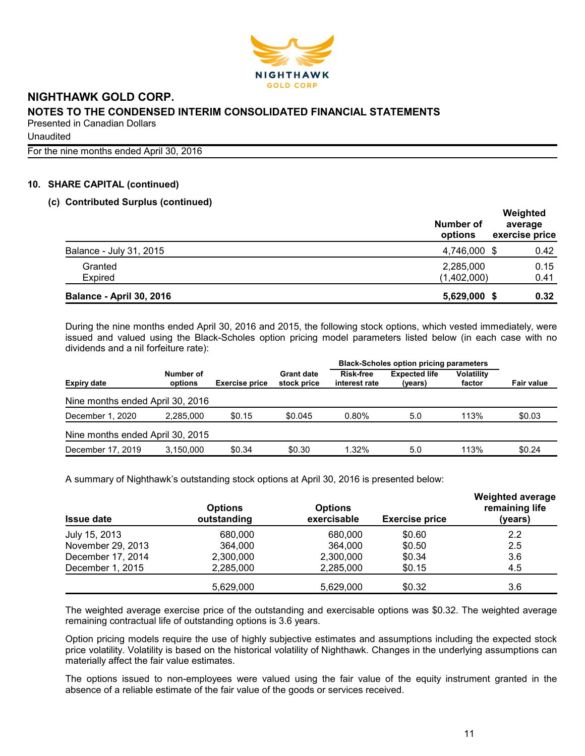# NIGHTHAWK GOLD CORP.

## NOTES TO THE CONDENSED INTERIM CONSOLIDATED FINANCIAL STATEMENTS

Presented in Canadian Dollars

Unaudited

For the nine months ended April 30, 2016

### 10. SHARE CAPITAL (continued)

#### (c) Contributed Surplus (continued)

| | Number of options | Weighted average exercise price |
|---|---|---|
| Balance - July 31, 2015 | 4,746,000 | $ 0.42 |
| Granted | 2,285,000 | 0.15 |
| Expired | (1,402,000) | 0.41 |
| **Balance - April 30, 2016** | **5,629,000** | **$ 0.32** |

During the nine months ended April 30, 2016 and 2015, the following stock options, which vested immediately, were issued and valued using the Black-Scholes option pricing model parameters listed below (in each case with no dividends and a nil forfeiture rate):

| | | | | Black-Scholes option pricing parameters | | | |
|---|---|---|---|---|---|---|---|
| **Expiry date** | **Number of options** | **Exercise price** | **Grant date stock price** | **Risk-free interest rate** | **Expected life (years)** | **Volatility factor** | **Fair value** |
| Nine months ended April 30, 2016 | | | | | | | |
| December 1, 2020 | 2,285,000 | $0.15 | $0.045 | 0.80% | 5.0 | 113% | $0.03 |
| Nine months ended April 30, 2015 | | | | | | | |
| December 17, 2019 | 3,150,000 | $0.34 | $0.30 | 1.32% | 5.0 | 113% | $0.24 |

A summary of Nighthawk's outstanding stock options at April 30, 2016 is presented below:

| Issue date | Options outstanding | Options exercisable | Exercise price | Weighted average remaining life (years) |
|---|---|---|---|---|
| July 15, 2013 | 680,000 | 680,000 | $0.60 | 2.2 |
| November 29, 2013 | 364,000 | 364,000 | $0.50 | 2.5 |
| December 17, 2014 | 2,300,000 | 2,300,000 | $0.34 | 3.6 |
| December 1, 2015 | 2,285,000 | 2,285,000 | $0.15 | 4.5 |
| | 5,629,000 | 5,629,000 | $0.32 | 3.6 |

The weighted average exercise price of the outstanding and exercisable options was $0.32. The weighted average remaining contractual life of outstanding options is 3.6 years.

Option pricing models require the use of highly subjective estimates and assumptions including the expected stock price volatility. Volatility is based on the historical volatility of Nighthawk. Changes in the underlying assumptions can materially affect the fair value estimates.

The options issued to non-employees were valued using the fair value of the equity instrument granted in the absence of a reliable estimate of the fair value of the goods or services received.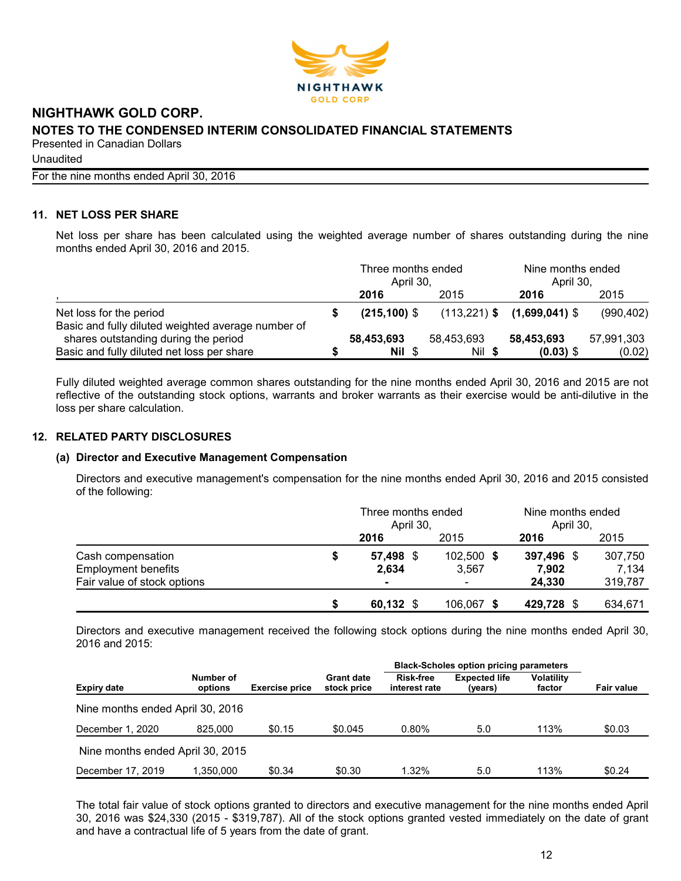# NIGHTHAWK GOLD CORP.

## NOTES TO THE CONDENSED INTERIM CONSOLIDATED FINANCIAL STATEMENTS

Presented in Canadian Dollars

Unaudited

For the nine months ended April 30, 2016

## 11. NET LOSS PER SHARE

Net loss per share has been calculated using the weighted average number of shares outstanding during the nine months ended April 30, 2016 and 2015.

| , | Three months ended April 30, 2016 | Three months ended April 30, 2015 | Nine months ended April 30, 2016 | Nine months ended April 30, 2015 |
|---|---|---|---|---|
| Net loss for the period | **$ (215,100)** | $ (113,221) | **$ (1,699,041)** | $ (990,402) |
| Basic and fully diluted weighted average number of shares outstanding during the period | **58,453,693** | 58,453,693 | **58,453,693** | 57,991,303 |
| Basic and fully diluted net loss per share | **$ Nil** | $ Nil | **$ (0.03)** | $ (0.02) |

Fully diluted weighted average common shares outstanding for the nine months ended April 30, 2016 and 2015 are not reflective of the outstanding stock options, warrants and broker warrants as their exercise would be anti-dilutive in the loss per share calculation.

## 12. RELATED PARTY DISCLOSURES

### (a) Director and Executive Management Compensation

Directors and executive management's compensation for the nine months ended April 30, 2016 and 2015 consisted of the following:

| | Three months ended April 30, 2016 | Three months ended April 30, 2015 | Nine months ended April 30, 2016 | Nine months ended April 30, 2015 |
|---|---|---|---|---|
| Cash compensation | **$ 57,498** | $ 102,500 | **$ 397,496** | $ 307,750 |
| Employment benefits | **2,634** | 3,567 | **7,902** | 7,134 |
| Fair value of stock options | **-** | - | **24,330** | 319,787 |
| | **$ 60,132** | $ 106,067 | **$ 429,728** | $ 634,671 |

Directors and executive management received the following stock options during the nine months ended April 30, 2016 and 2015:

| | | | | Black-Scholes option pricing parameters | | | |
|---|---|---|---|---|---|---|---|
| **Expiry date** | **Number of options** | **Exercise price** | **Grant date stock price** | **Risk-free interest rate** | **Expected life (years)** | **Volatility factor** | **Fair value** |
| Nine months ended April 30, 2016 | | | | | | | |
| December 1, 2020 | 825,000 | $0.15 | $0.045 | 0.80% | 5.0 | 113% | $0.03 |
| Nine months ended April 30, 2015 | | | | | | | |
| December 17, 2019 | 1,350,000 | $0.34 | $0.30 | 1.32% | 5.0 | 113% | $0.24 |

The total fair value of stock options granted to directors and executive management for the nine months ended April 30, 2016 was $24,330 (2015 - $319,787). All of the stock options granted vested immediately on the date of grant and have a contractual life of 5 years from the date of grant.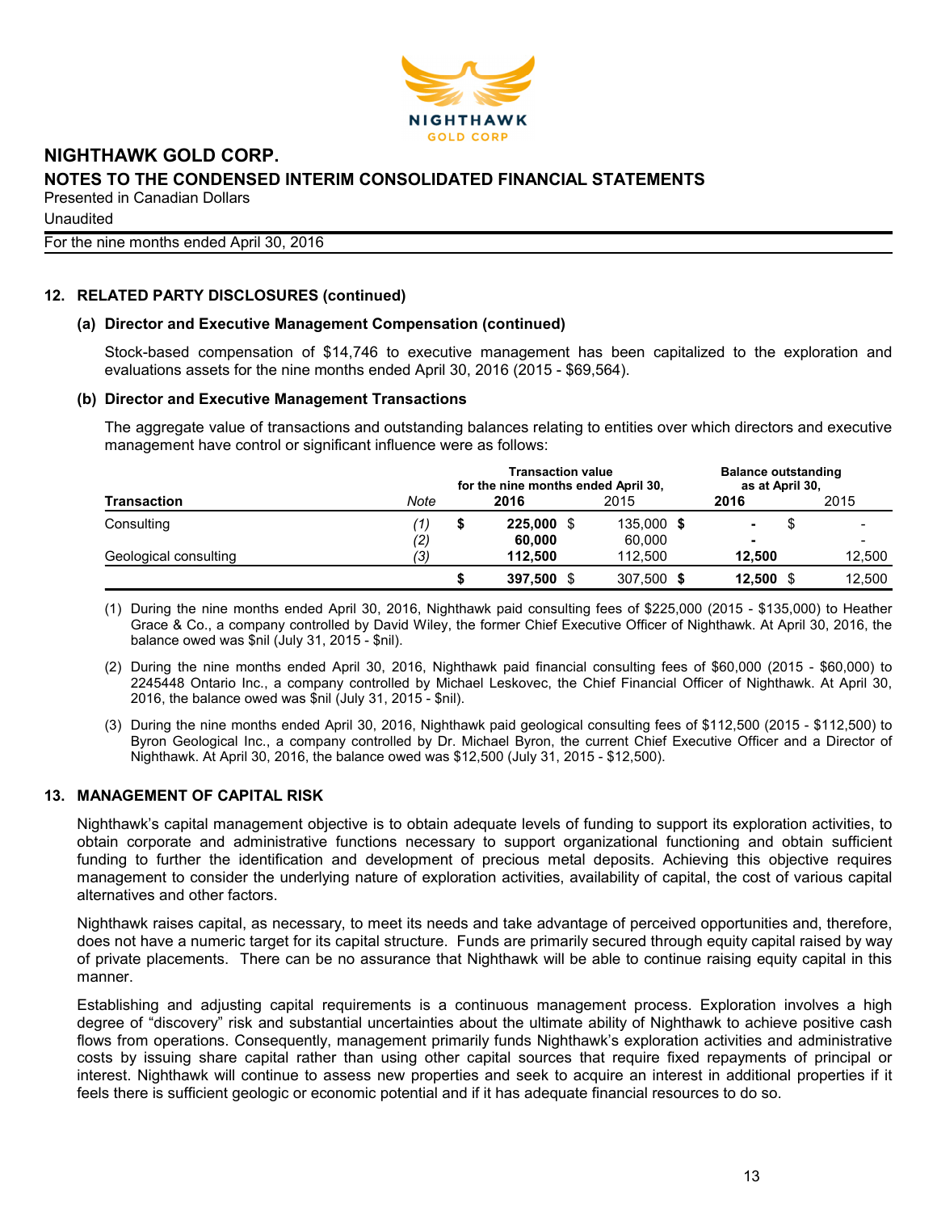# NIGHTHAWK GOLD CORP.

## NOTES TO THE CONDENSED INTERIM CONSOLIDATED FINANCIAL STATEMENTS

Presented in Canadian Dollars

Unaudited

For the nine months ended April 30, 2016

## 12. RELATED PARTY DISCLOSURES (continued)

### (a) Director and Executive Management Compensation (continued)

Stock-based compensation of $14,746 to executive management has been capitalized to the exploration and evaluations assets for the nine months ended April 30, 2016 (2015 - $69,564).

### (b) Director and Executive Management Transactions

The aggregate value of transactions and outstanding balances relating to entities over which directors and executive management have control or significant influence were as follows:

| Transaction | Note | Transaction value for the nine months ended April 30, 2016 | 2015 | Balance outstanding as at April 30, 2016 | 2015 |
|---|---|---|---|---|---|
| Consulting | (1) | $ **225,000** | $ 135,000 | $ **-** | $ - |
| | (2) | **60,000** | 60,000 | **-** | - |
| Geological consulting | (3) | **112,500** | 112,500 | **12,500** | 12,500 |
| | | $ **397,500** | $ 307,500 | $ **12,500** | $ 12,500 |

(1) During the nine months ended April 30, 2016, Nighthawk paid consulting fees of $225,000 (2015 - $135,000) to Heather Grace & Co., a company controlled by David Wiley, the former Chief Executive Officer of Nighthawk. At April 30, 2016, the balance owed was $nil (July 31, 2015 - $nil).

(2) During the nine months ended April 30, 2016, Nighthawk paid financial consulting fees of $60,000 (2015 - $60,000) to 2245448 Ontario Inc., a company controlled by Michael Leskovec, the Chief Financial Officer of Nighthawk. At April 30, 2016, the balance owed was $nil (July 31, 2015 - $nil).

(3) During the nine months ended April 30, 2016, Nighthawk paid geological consulting fees of $112,500 (2015 - $112,500) to Byron Geological Inc., a company controlled by Dr. Michael Byron, the current Chief Executive Officer and a Director of Nighthawk. At April 30, 2016, the balance owed was $12,500 (July 31, 2015 - $12,500).

## 13. MANAGEMENT OF CAPITAL RISK

Nighthawk's capital management objective is to obtain adequate levels of funding to support its exploration activities, to obtain corporate and administrative functions necessary to support organizational functioning and obtain sufficient funding to further the identification and development of precious metal deposits. Achieving this objective requires management to consider the underlying nature of exploration activities, availability of capital, the cost of various capital alternatives and other factors.

Nighthawk raises capital, as necessary, to meet its needs and take advantage of perceived opportunities and, therefore, does not have a numeric target for its capital structure. Funds are primarily secured through equity capital raised by way of private placements. There can be no assurance that Nighthawk will be able to continue raising equity capital in this manner.

Establishing and adjusting capital requirements is a continuous management process. Exploration involves a high degree of "discovery" risk and substantial uncertainties about the ultimate ability of Nighthawk to achieve positive cash flows from operations. Consequently, management primarily funds Nighthawk's exploration activities and administrative costs by issuing share capital rather than using other capital sources that require fixed repayments of principal or interest. Nighthawk will continue to assess new properties and seek to acquire an interest in additional properties if it feels there is sufficient geologic or economic potential and if it has adequate financial resources to do so.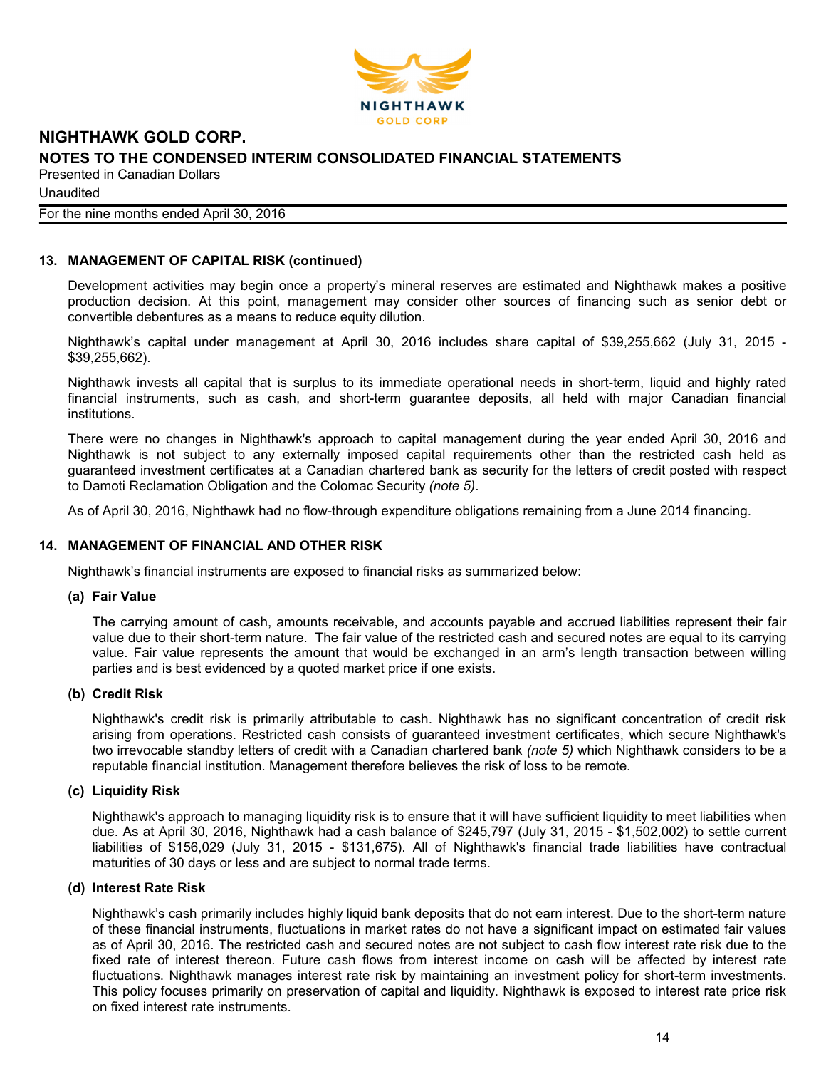# NIGHTHAWK GOLD CORP.

## NOTES TO THE CONDENSED INTERIM CONSOLIDATED FINANCIAL STATEMENTS

Presented in Canadian Dollars

Unaudited

For the nine months ended April 30, 2016

### 13. MANAGEMENT OF CAPITAL RISK (continued)

Development activities may begin once a property's mineral reserves are estimated and Nighthawk makes a positive production decision. At this point, management may consider other sources of financing such as senior debt or convertible debentures as a means to reduce equity dilution.

Nighthawk's capital under management at April 30, 2016 includes share capital of $39,255,662 (July 31, 2015 - $39,255,662).

Nighthawk invests all capital that is surplus to its immediate operational needs in short-term, liquid and highly rated financial instruments, such as cash, and short-term guarantee deposits, all held with major Canadian financial institutions.

There were no changes in Nighthawk's approach to capital management during the year ended April 30, 2016 and Nighthawk is not subject to any externally imposed capital requirements other than the restricted cash held as guaranteed investment certificates at a Canadian chartered bank as security for the letters of credit posted with respect to Damoti Reclamation Obligation and the Colomac Security *(note 5)*.

As of April 30, 2016, Nighthawk had no flow-through expenditure obligations remaining from a June 2014 financing.

### 14. MANAGEMENT OF FINANCIAL AND OTHER RISK

Nighthawk's financial instruments are exposed to financial risks as summarized below:

#### (a) Fair Value

The carrying amount of cash, amounts receivable, and accounts payable and accrued liabilities represent their fair value due to their short-term nature. The fair value of the restricted cash and secured notes are equal to its carrying value. Fair value represents the amount that would be exchanged in an arm's length transaction between willing parties and is best evidenced by a quoted market price if one exists.

#### (b) Credit Risk

Nighthawk's credit risk is primarily attributable to cash. Nighthawk has no significant concentration of credit risk arising from operations. Restricted cash consists of guaranteed investment certificates, which secure Nighthawk's two irrevocable standby letters of credit with a Canadian chartered bank *(note 5)* which Nighthawk considers to be a reputable financial institution. Management therefore believes the risk of loss to be remote.

#### (c) Liquidity Risk

Nighthawk's approach to managing liquidity risk is to ensure that it will have sufficient liquidity to meet liabilities when due. As at April 30, 2016, Nighthawk had a cash balance of $245,797 (July 31, 2015 - $1,502,002) to settle current liabilities of $156,029 (July 31, 2015 - $131,675). All of Nighthawk's financial trade liabilities have contractual maturities of 30 days or less and are subject to normal trade terms.

#### (d) Interest Rate Risk

Nighthawk's cash primarily includes highly liquid bank deposits that do not earn interest. Due to the short-term nature of these financial instruments, fluctuations in market rates do not have a significant impact on estimated fair values as of April 30, 2016. The restricted cash and secured notes are not subject to cash flow interest rate risk due to the fixed rate of interest thereon. Future cash flows from interest income on cash will be affected by interest rate fluctuations. Nighthawk manages interest rate risk by maintaining an investment policy for short-term investments. This policy focuses primarily on preservation of capital and liquidity. Nighthawk is exposed to interest rate price risk on fixed interest rate instruments.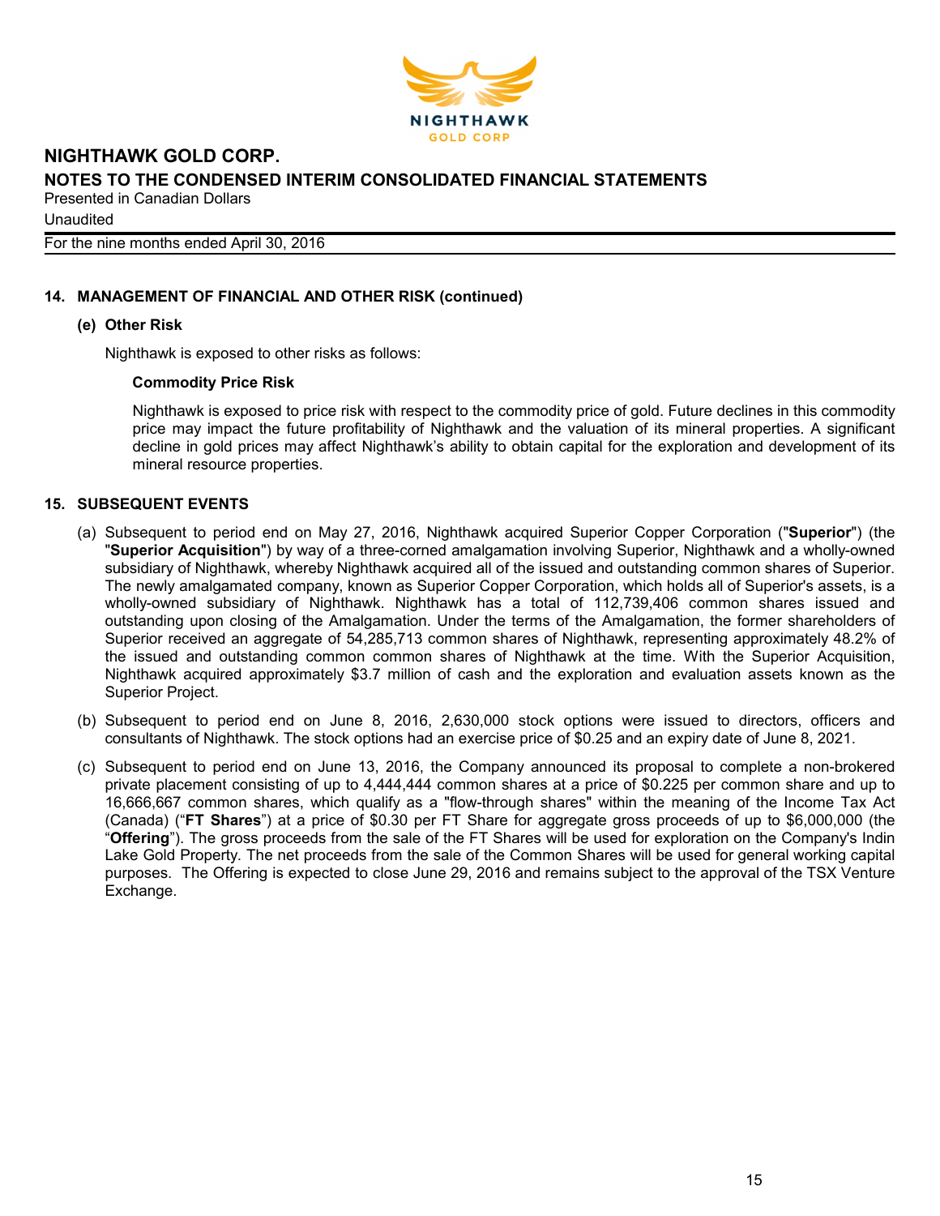## 14. MANAGEMENT OF FINANCIAL AND OTHER RISK (continued)

### (e) Other Risk

Nighthawk is exposed to other risks as follows:

**Commodity Price Risk**

Nighthawk is exposed to price risk with respect to the commodity price of gold. Future declines in this commodity price may impact the future profitability of Nighthawk and the valuation of its mineral properties. A significant decline in gold prices may affect Nighthawk's ability to obtain capital for the exploration and development of its mineral resource properties.

## 15. SUBSEQUENT EVENTS

(a) Subsequent to period end on May 27, 2016, Nighthawk acquired Superior Copper Corporation ("**Superior**") (the "**Superior Acquisition**") by way of a three-corned amalgamation involving Superior, Nighthawk and a wholly-owned subsidiary of Nighthawk, whereby Nighthawk acquired all of the issued and outstanding common shares of Superior. The newly amalgamated company, known as Superior Copper Corporation, which holds all of Superior's assets, is a wholly-owned subsidiary of Nighthawk. Nighthawk has a total of 112,739,406 common shares issued and outstanding upon closing of the Amalgamation. Under the terms of the Amalgamation, the former shareholders of Superior received an aggregate of 54,285,713 common shares of Nighthawk, representing approximately 48.2% of the issued and outstanding common common shares of Nighthawk at the time. With the Superior Acquisition, Nighthawk acquired approximately $3.7 million of cash and the exploration and evaluation assets known as the Superior Project.

(b) Subsequent to period end on June 8, 2016, 2,630,000 stock options were issued to directors, officers and consultants of Nighthawk. The stock options had an exercise price of $0.25 and an expiry date of June 8, 2021.

(c) Subsequent to period end on June 13, 2016, the Company announced its proposal to complete a non-brokered private placement consisting of up to 4,444,444 common shares at a price of $0.225 per common share and up to 16,666,667 common shares, which qualify as a "flow-through shares" within the meaning of the Income Tax Act (Canada) ("**FT Shares**") at a price of $0.30 per FT Share for aggregate gross proceeds of up to $6,000,000 (the "**Offering**"). The gross proceeds from the sale of the FT Shares will be used for exploration on the Company's Indin Lake Gold Property. The net proceeds from the sale of the Common Shares will be used for general working capital purposes. The Offering is expected to close June 29, 2016 and remains subject to the approval of the TSX Venture Exchange.